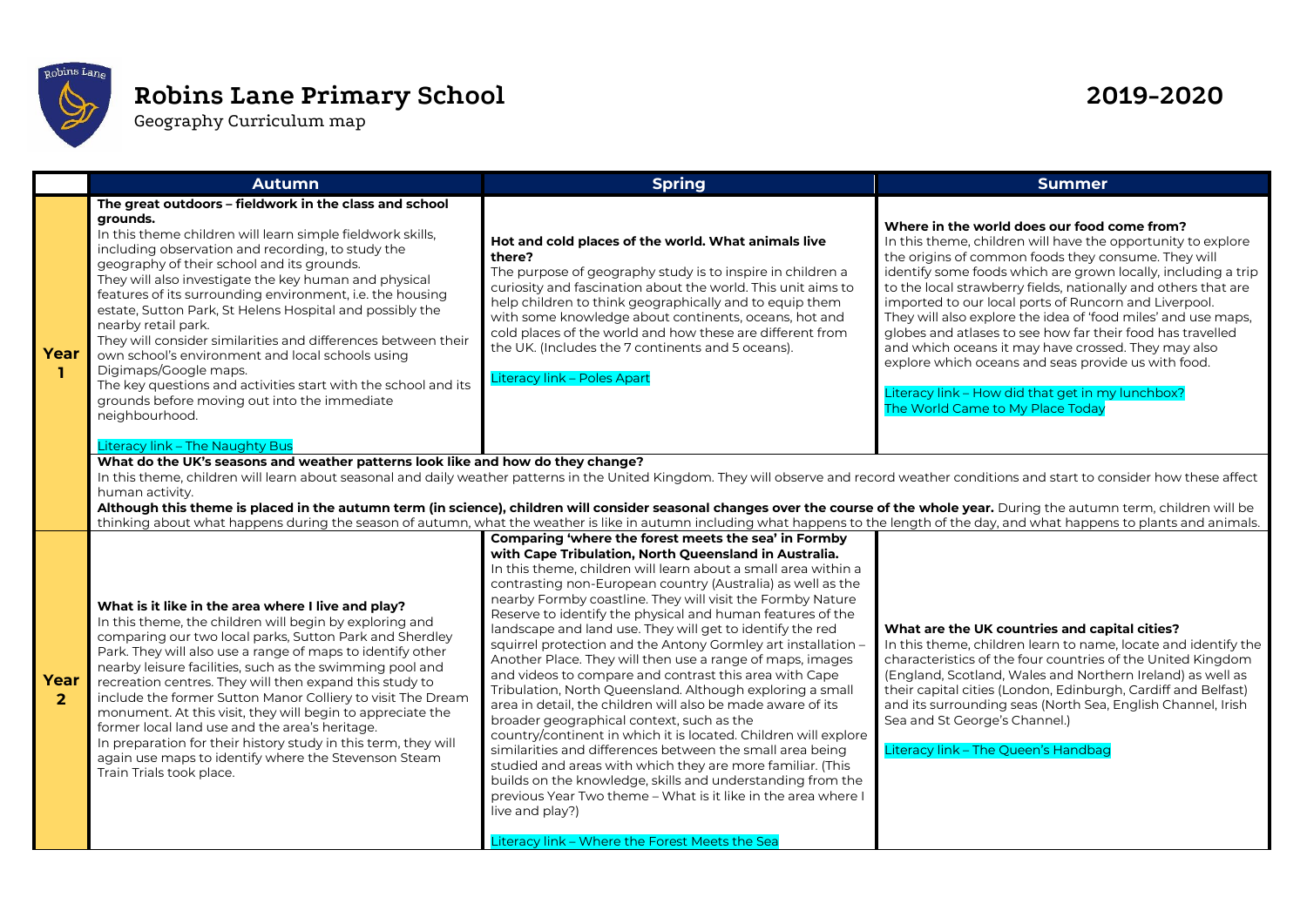# Robins Lane Primary School

Geography Curriculum map

**2019-2020**

| | Autumn | Spring | Summer |
|---|---|---|---|
| **Year 1** | **The great outdoors – fieldwork in the class and school grounds.** In this theme children will learn simple fieldwork skills, including observation and recording, to study the geography of their school and its grounds. They will also investigate the key human and physical features of its surrounding environment, i.e. the housing estate, Sutton Park, St Helens Hospital and possibly the nearby retail park. They will consider similarities and differences between their own school's environment and local schools using Digimaps/Google maps. The key questions and activities start with the school and its grounds before moving out into the immediate neighbourhood. Literacy link – The Naughty Bus | **Hot and cold places of the world. What animals live there?** The purpose of geography study is to inspire in children a curiosity and fascination about the world. This unit aims to help children to think geographically and to equip them with some knowledge about continents, oceans, hot and cold places of the world and how these are different from the UK. (Includes the 7 continents and 5 oceans). Literacy link – Poles Apart | **Where in the world does our food come from?** In this theme, children will have the opportunity to explore the origins of common foods they consume. They will identify some foods which are grown locally, including a trip to the local strawberry fields, nationally and others that are imported to our local ports of Runcorn and Liverpool. They will also explore the idea of 'food miles' and use maps, globes and atlases to see how far their food has travelled and which oceans it may have crossed. They may also explore which oceans and seas provide us with food. Literacy link – How did that get in my lunchbox? The World Came to My Place Today |
| | **What do the UK's seasons and weather patterns look like and how do they change?** In this theme, children will learn about seasonal and daily weather patterns in the United Kingdom. They will observe and record weather conditions and start to consider how these affect human activity. **Although this theme is placed in the autumn term (in science), children will consider seasonal changes over the course of the whole year.** During the autumn term, children will be thinking about what happens during the season of autumn, what the weather is like in autumn including what happens to the length of the day, and what happens to plants and animals. | | |
| **Year 2** | **What is it like in the area where I live and play?** In this theme, the children will begin by exploring and comparing our two local parks, Sutton Park and Sherdley Park. They will also use a range of maps to identify other nearby leisure facilities, such as the swimming pool and recreation centres. They will then expand this study to include the former Sutton Manor Colliery to visit The Dream monument. At this visit, they will begin to appreciate the former local land use and the area's heritage. In preparation for their history study in this term, they will again use maps to identify where the Stevenson Steam Train Trials took place. | **Comparing 'where the forest meets the sea' in Formby with Cape Tribulation, North Queensland in Australia.** In this theme, children will learn about a small area within a contrasting non-European country (Australia) as well as the nearby Formby coastline. They will visit the Formby Nature Reserve to identify the physical and human features of the landscape and land use. They will get to identify the red squirrel protection and the Antony Gormley art installation – Another Place. They will then use a range of maps, images and videos to compare and contrast this area with Cape Tribulation, North Queensland. Although exploring a small area in detail, the children will also be made aware of its broader geographical context, such as the country/continent in which it is located. Children will explore similarities and differences between the small area being studied and areas with which they are more familiar. (This builds on the knowledge, skills and understanding from the previous Year Two theme – What is it like in the area where I live and play?) Literacy link – Where the Forest Meets the Sea | **What are the UK countries and capital cities?** In this theme, children learn to name, locate and identify the characteristics of the four countries of the United Kingdom (England, Scotland, Wales and Northern Ireland) as well as their capital cities (London, Edinburgh, Cardiff and Belfast) and its surrounding seas (North Sea, English Channel, Irish Sea and St George's Channel.) Literacy link – The Queen's Handbag |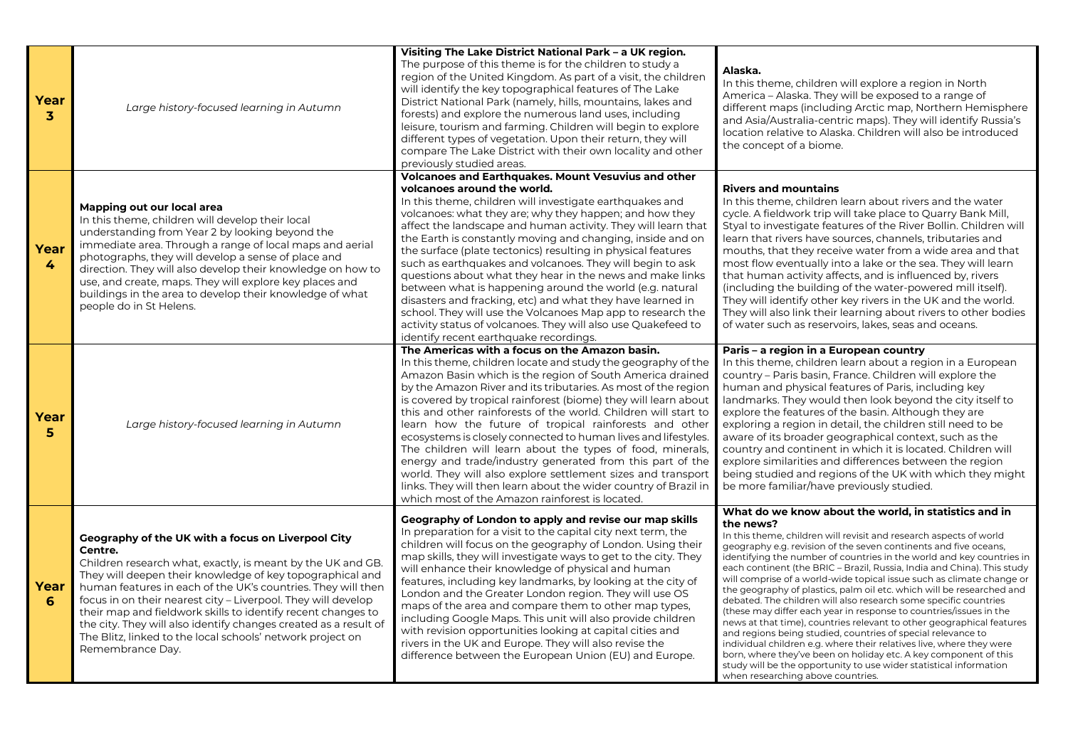| | | | |
|---|---|---|---|
| **Year 3** | *Large history-focused learning in Autumn* | **Visiting The Lake District National Park – a UK region.** The purpose of this theme is for the children to study a region of the United Kingdom. As part of a visit, the children will identify the key topographical features of The Lake District National Park (namely, hills, mountains, lakes and forests) and explore the numerous land uses, including leisure, tourism and farming. Children will begin to explore different types of vegetation. Upon their return, they will compare The Lake District with their own locality and other previously studied areas. | **Alaska.** In this theme, children will explore a region in North America – Alaska. They will be exposed to a range of different maps (including Arctic map, Northern Hemisphere and Asia/Australia-centric maps). They will identify Russia's location relative to Alaska. Children will also be introduced the concept of a biome. |
| **Year 4** | **Mapping out our local area** In this theme, children will develop their local understanding from Year 2 by looking beyond the immediate area. Through a range of local maps and aerial photographs, they will develop a sense of place and direction. They will also develop their knowledge on how to use, and create, maps. They will explore key places and buildings in the area to develop their knowledge of what people do in St Helens. | **Volcanoes and Earthquakes. Mount Vesuvius and other volcanoes around the world.** In this theme, children will investigate earthquakes and volcanoes: what they are; why they happen; and how they affect the landscape and human activity. They will learn that the Earth is constantly moving and changing, inside and on the surface (plate tectonics) resulting in physical features such as earthquakes and volcanoes. They will begin to ask questions about what they hear in the news and make links between what is happening around the world (e.g. natural disasters and fracking, etc) and what they have learned in school. They will use the Volcanoes Map app to research the activity status of volcanoes. They will also use Quakefeed to identify recent earthquake recordings. | **Rivers and mountains** In this theme, children learn about rivers and the water cycle. A fieldwork trip will take place to Quarry Bank Mill, Styal to investigate features of the River Bollin. Children will learn that rivers have sources, channels, tributaries and mouths, that they receive water from a wide area and that most flow eventually into a lake or the sea. They will learn that human activity affects, and is influenced by, rivers (including the building of the water-powered mill itself). They will identify other key rivers in the UK and the world. They will also link their learning about rivers to other bodies of water such as reservoirs, lakes, seas and oceans. |
| **Year 5** | *Large history-focused learning in Autumn* | **The Americas with a focus on the Amazon basin.** In this theme, children locate and study the geography of the Amazon Basin which is the region of South America drained by the Amazon River and its tributaries. As most of the region is covered by tropical rainforest (biome) they will learn about this and other rainforests of the world. Children will start to learn how the future of tropical rainforests and other ecosystems is closely connected to human lives and lifestyles. The children will learn about the types of food, minerals, energy and trade/industry generated from this part of the world. They will also explore settlement sizes and transport links. They will then learn about the wider country of Brazil in which most of the Amazon rainforest is located. | **Paris – a region in a European country** In this theme, children learn about a region in a European country – Paris basin, France. Children will explore the human and physical features of Paris, including key landmarks. They would then look beyond the city itself to explore the features of the basin. Although they are exploring a region in detail, the children still need to be aware of its broader geographical context, such as the country and continent in which it is located. Children will explore similarities and differences between the region being studied and regions of the UK with which they might be more familiar/have previously studied. |
| **Year 6** | **Geography of the UK with a focus on Liverpool City Centre.** Children research what, exactly, is meant by the UK and GB. They will deepen their knowledge of key topographical and human features in each of the UK's countries. They will then focus in on their nearest city – Liverpool. They will develop their map and fieldwork skills to identify recent changes to the city. They will also identify changes created as a result of The Blitz, linked to the local schools' network project on Remembrance Day. | **Geography of London to apply and revise our map skills** In preparation for a visit to the capital city next term, the children will focus on the geography of London. Using their map skills, they will investigate ways to get to the city. They will enhance their knowledge of physical and human features, including key landmarks, by looking at the city of London and the Greater London region. They will use OS maps of the area and compare them to other map types, including Google Maps. This unit will also provide children with revision opportunities looking at capital cities and rivers in the UK and Europe. They will also revise the difference between the European Union (EU) and Europe. | **What do we know about the world, in statistics and in the news?** In this theme, children will revisit and research aspects of world geography e.g. revision of the seven continents and five oceans, identifying the number of countries in the world and key countries in each continent (the BRIC – Brazil, Russia, India and China). This study will comprise of a world-wide topical issue such as climate change or the geography of plastics, palm oil etc. which will be researched and debated. The children will also research some specific countries (these may differ each year in response to countries/issues in the news at that time), countries relevant to other geographical features and regions being studied, countries of special relevance to individual children e.g. where their relatives live, where they were born, where they've been on holiday etc. A key component of this study will be the opportunity to use wider statistical information when researching above countries. |